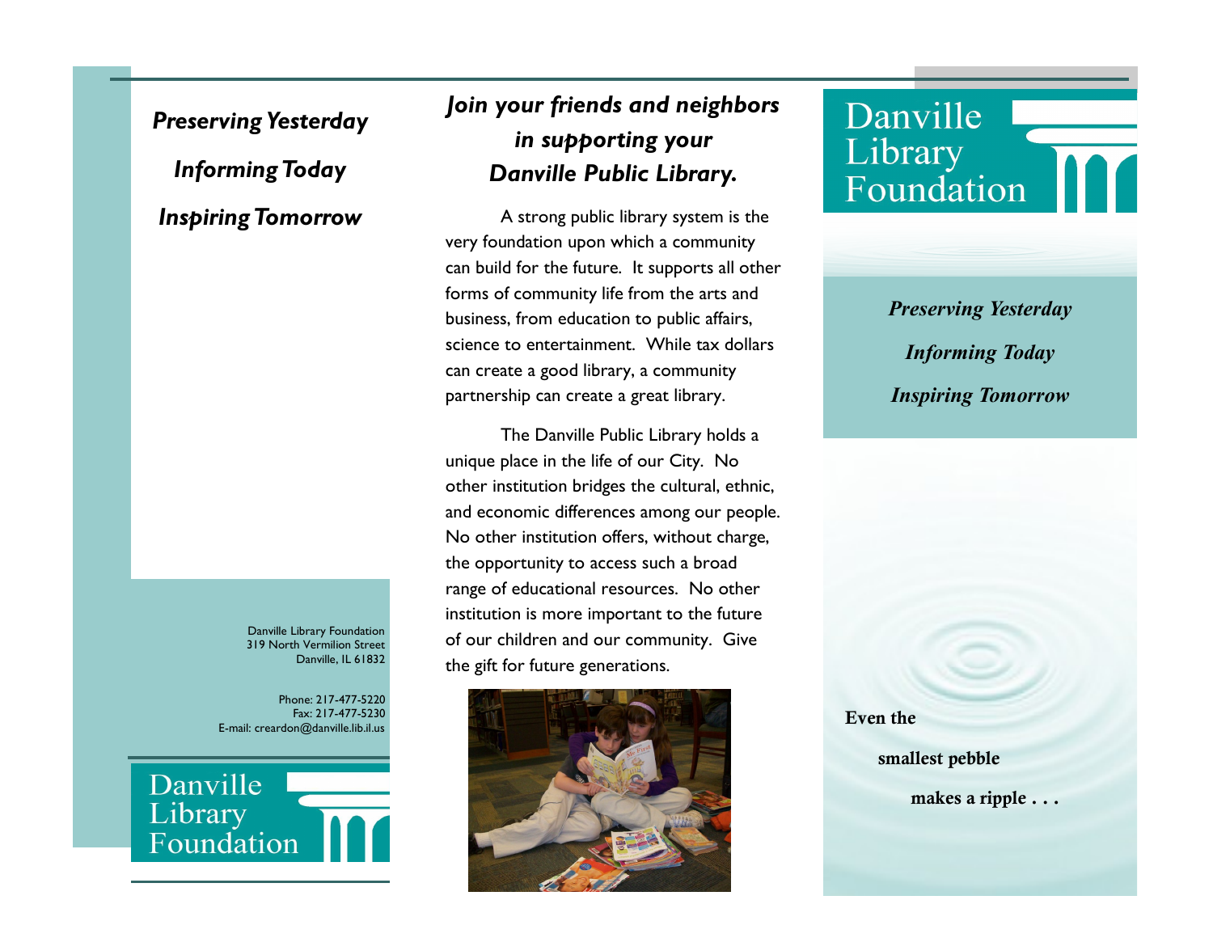*Preserving Yesterday*

*Informing Today*

*Inspiring Tomorrow*

Danville Library Foundation
319 North Vermilion Street
Danville, IL 61832

Phone: 217-477-5220
Fax: 217-477-5230
E-mail: creardon@danville.lib.il.us

Danville Library Foundation

## *Join your friends and neighbors in supporting your Danville Public Library.*

A strong public library system is the very foundation upon which a community can build for the future. It supports all other forms of community life from the arts and business, from education to public affairs, science to entertainment. While tax dollars can create a good library, a community partnership can create a great library.

The Danville Public Library holds a unique place in the life of our City. No other institution bridges the cultural, ethnic, and economic differences among our people. No other institution offers, without charge, the opportunity to access such a broad range of educational resources. No other institution is more important to the future of our children and our community. Give the gift for future generations.

# Danville Library Foundation

***Preserving Yesterday***

***Informing Today***

***Inspiring Tomorrow***

**Even the**

**smallest pebble**

**makes a ripple . . .**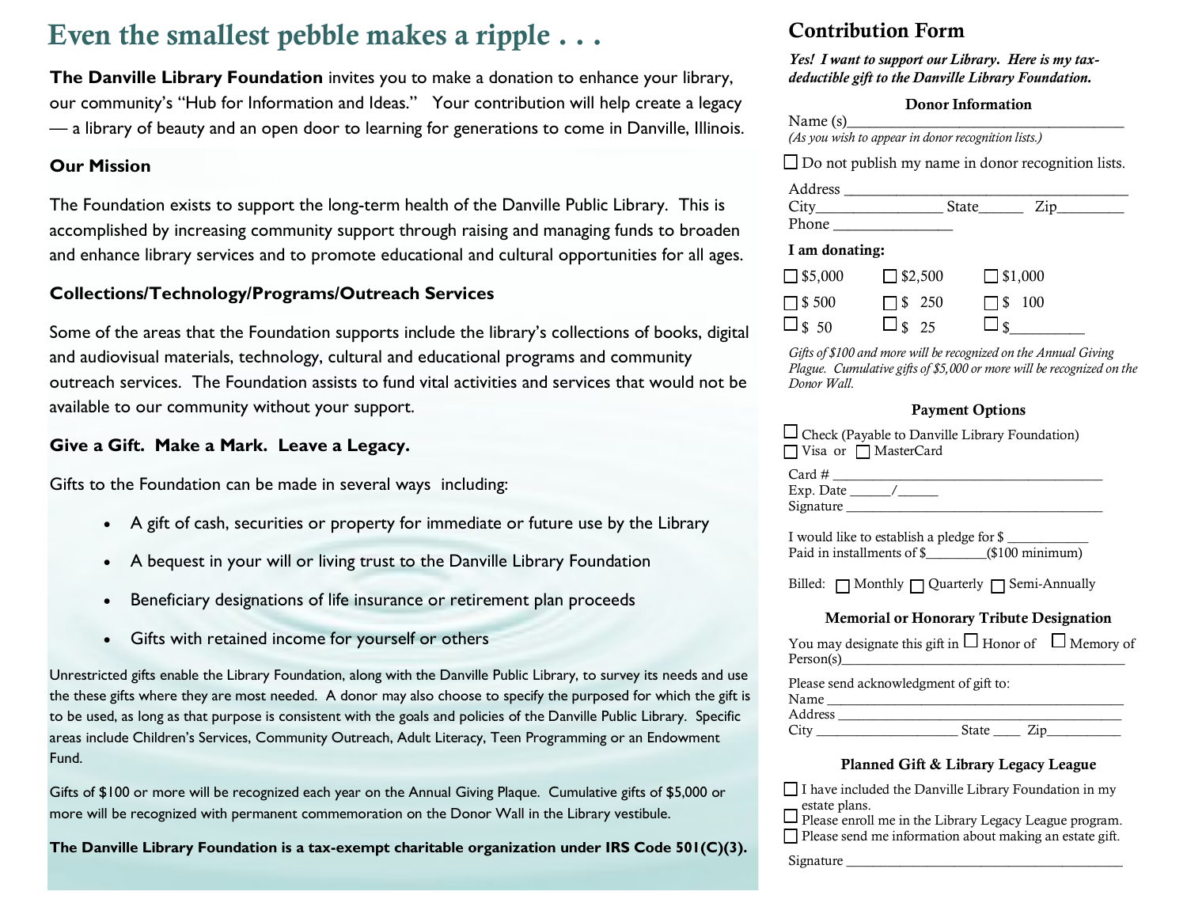# Even the smallest pebble makes a ripple . . .

**The Danville Library Foundation** invites you to make a donation to enhance your library, our community's "Hub for Information and Ideas." Your contribution will help create a legacy — a library of beauty and an open door to learning for generations to come in Danville, Illinois.

### Our Mission

The Foundation exists to support the long-term health of the Danville Public Library. This is accomplished by increasing community support through raising and managing funds to broaden and enhance library services and to promote educational and cultural opportunities for all ages.

### Collections/Technology/Programs/Outreach Services

Some of the areas that the Foundation supports include the library's collections of books, digital and audiovisual materials, technology, cultural and educational programs and community outreach services. The Foundation assists to fund vital activities and services that would not be available to our community without your support.

### Give a Gift. Make a Mark. Leave a Legacy.

Gifts to the Foundation can be made in several ways including:

- A gift of cash, securities or property for immediate or future use by the Library
- A bequest in your will or living trust to the Danville Library Foundation
- Beneficiary designations of life insurance or retirement plan proceeds
- Gifts with retained income for yourself or others

Unrestricted gifts enable the Library Foundation, along with the Danville Public Library, to survey its needs and use the these gifts where they are most needed. A donor may also choose to specify the purposed for which the gift is to be used, as long as that purpose is consistent with the goals and policies of the Danville Public Library. Specific areas include Children's Services, Community Outreach, Adult Literacy, Teen Programming or an Endowment Fund.

Gifts of $100 or more will be recognized each year on the Annual Giving Plaque. Cumulative gifts of $5,000 or more will be recognized with permanent commemoration on the Donor Wall in the Library vestibule.

**The Danville Library Foundation is a tax-exempt charitable organization under IRS Code 501(C)(3).**

## Contribution Form

***Yes! I want to support our Library. Here is my tax-deductible gift to the Danville Library Foundation.***

**Donor Information**

Name (s)_______________________________________

*(As you wish to appear in donor recognition lists.)*

☐ Do not publish my name in donor recognition lists.

Address _______________________________________

City_________________ State______ Zip_________

Phone ________________

**I am donating:**

| | | |
|---|---|---|
| ☐ $5,000 | ☐ $2,500 | ☐ $1,000 |
| ☐ $ 500 | ☐ $ 250 | ☐ $ 100 |
| ☐ $ 50 | ☐ $ 25 | ☐ $__________ |

*Gifts of $100 and more will be recognized on the Annual Giving Plaque. Cumulative gifts of $5,000 or more will be recognized on the Donor Wall.*

**Payment Options**

☐ Check (Payable to Danville Library Foundation)
☐ Visa or ☐ MasterCard

Card # _______________________________________

Exp. Date ______/______

Signature _____________________________________

I would like to establish a pledge for $ ___________

Paid in installments of $_________($100 minimum)

Billed: ☐ Monthly ☐ Quarterly ☐ Semi-Annually

**Memorial or Honorary Tribute Designation**

You may designate this gift in ☐ Honor of ☐ Memory of

Person(s)_______________________________________

Please send acknowledgment of gift to:

Name __________________________________________

Address ________________________________________

City ____________________ State ____ Zip___________

**Planned Gift & Library Legacy League**

☐ I have included the Danville Library Foundation in my estate plans.

☐ Please enroll me in the Library Legacy League program.

☐ Please send me information about making an estate gift.

Signature _______________________________________